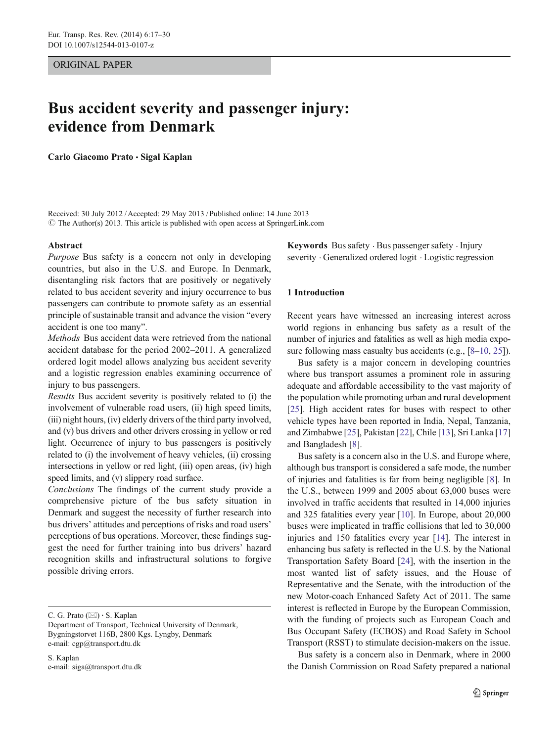ORIGINAL PAPER

# Bus accident severity and passenger injury: evidence from Denmark

**Carlo Giacomo Prato · Sigal Kaplan**

Received: 30 July 2012 / Accepted: 29 May 2013 / Published online: 14 June 2013
© The Author(s) 2013. This article is published with open access at SpringerLink.com

**Abstract**

*Purpose* Bus safety is a concern not only in developing countries, but also in the U.S. and Europe. In Denmark, disentangling risk factors that are positively or negatively related to bus accident severity and injury occurrence to bus passengers can contribute to promote safety as an essential principle of sustainable transit and advance the vision "every accident is one too many".

*Methods* Bus accident data were retrieved from the national accident database for the period 2002–2011. A generalized ordered logit model allows analyzing bus accident severity and a logistic regression enables examining occurrence of injury to bus passengers.

*Results* Bus accident severity is positively related to (i) the involvement of vulnerable road users, (ii) high speed limits, (iii) night hours, (iv) elderly drivers of the third party involved, and (v) bus drivers and other drivers crossing in yellow or red light. Occurrence of injury to bus passengers is positively related to (i) the involvement of heavy vehicles, (ii) crossing intersections in yellow or red light, (iii) open areas, (iv) high speed limits, and (v) slippery road surface.

*Conclusions* The findings of the current study provide a comprehensive picture of the bus safety situation in Denmark and suggest the necessity of further research into bus drivers' attitudes and perceptions of risks and road users' perceptions of bus operations. Moreover, these findings suggest the need for further training into bus drivers' hazard recognition skills and infrastructural solutions to forgive possible driving errors.

**Keywords** Bus safety · Bus passenger safety · Injury severity · Generalized ordered logit · Logistic regression

## 1 Introduction

Recent years have witnessed an increasing interest across world regions in enhancing bus safety as a result of the number of injuries and fatalities as well as high media exposure following mass casualty bus accidents (e.g., [8–10, 25]).

Bus safety is a major concern in developing countries where bus transport assumes a prominent role in assuring adequate and affordable accessibility to the vast majority of the population while promoting urban and rural development [25]. High accident rates for buses with respect to other vehicle types have been reported in India, Nepal, Tanzania, and Zimbabwe [25], Pakistan [22], Chile [13], Sri Lanka [17] and Bangladesh [8].

Bus safety is a concern also in the U.S. and Europe where, although bus transport is considered a safe mode, the number of injuries and fatalities is far from being negligible [8]. In the U.S., between 1999 and 2005 about 63,000 buses were involved in traffic accidents that resulted in 14,000 injuries and 325 fatalities every year [10]. In Europe, about 20,000 buses were implicated in traffic collisions that led to 30,000 injuries and 150 fatalities every year [14]. The interest in enhancing bus safety is reflected in the U.S. by the National Transportation Safety Board [24], with the insertion in the most wanted list of safety issues, and the House of Representative and the Senate, with the introduction of the new Motor-coach Enhanced Safety Act of 2011. The same interest is reflected in Europe by the European Commission, with the funding of projects such as European Coach and Bus Occupant Safety (ECBOS) and Road Safety in School Transport (RSST) to stimulate decision-makers on the issue.

Bus safety is a concern also in Denmark, where in 2000 the Danish Commission on Road Safety prepared a national

C. G. Prato (✉) · S. Kaplan
Department of Transport, Technical University of Denmark, Bygningstorvet 116B, 2800 Kgs. Lyngby, Denmark
e-mail: cgp@transport.dtu.dk

S. Kaplan
e-mail: siga@transport.dtu.dk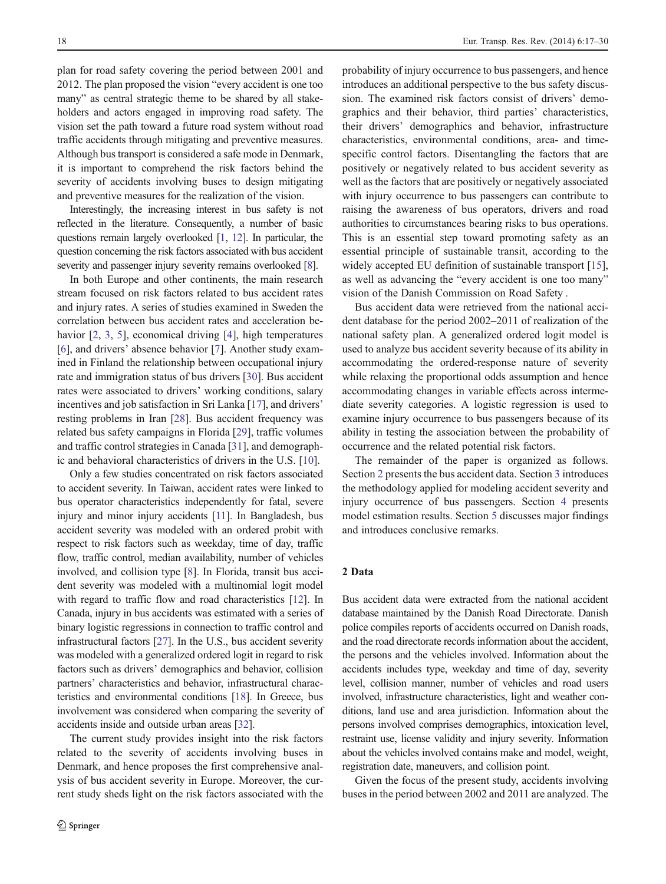plan for road safety covering the period between 2001 and 2012. The plan proposed the vision "every accident is one too many" as central strategic theme to be shared by all stakeholders and actors engaged in improving road safety. The vision set the path toward a future road system without road traffic accidents through mitigating and preventive measures. Although bus transport is considered a safe mode in Denmark, it is important to comprehend the risk factors behind the severity of accidents involving buses to design mitigating and preventive measures for the realization of the vision.

Interestingly, the increasing interest in bus safety is not reflected in the literature. Consequently, a number of basic questions remain largely overlooked [1, 12]. In particular, the question concerning the risk factors associated with bus accident severity and passenger injury severity remains overlooked [8].

In both Europe and other continents, the main research stream focused on risk factors related to bus accident rates and injury rates. A series of studies examined in Sweden the correlation between bus accident rates and acceleration behavior [2, 3, 5], economical driving [4], high temperatures [6], and drivers' absence behavior [7]. Another study examined in Finland the relationship between occupational injury rate and immigration status of bus drivers [30]. Bus accident rates were associated to drivers' working conditions, salary incentives and job satisfaction in Sri Lanka [17], and drivers' resting problems in Iran [28]. Bus accident frequency was related bus safety campaigns in Florida [29], traffic volumes and traffic control strategies in Canada [31], and demographic and behavioral characteristics of drivers in the U.S. [10].

Only a few studies concentrated on risk factors associated to accident severity. In Taiwan, accident rates were linked to bus operator characteristics independently for fatal, severe injury and minor injury accidents [11]. In Bangladesh, bus accident severity was modeled with an ordered probit with respect to risk factors such as weekday, time of day, traffic flow, traffic control, median availability, number of vehicles involved, and collision type [8]. In Florida, transit bus accident severity was modeled with a multinomial logit model with regard to traffic flow and road characteristics [12]. In Canada, injury in bus accidents was estimated with a series of binary logistic regressions in connection to traffic control and infrastructural factors [27]. In the U.S., bus accident severity was modeled with a generalized ordered logit in regard to risk factors such as drivers' demographics and behavior, collision partners' characteristics and behavior, infrastructural characteristics and environmental conditions [18]. In Greece, bus involvement was considered when comparing the severity of accidents inside and outside urban areas [32].

The current study provides insight into the risk factors related to the severity of accidents involving buses in Denmark, and hence proposes the first comprehensive analysis of bus accident severity in Europe. Moreover, the current study sheds light on the risk factors associated with the probability of injury occurrence to bus passengers, and hence introduces an additional perspective to the bus safety discussion. The examined risk factors consist of drivers' demographics and their behavior, third parties' characteristics, their drivers' demographics and behavior, infrastructure characteristics, environmental conditions, area- and time-specific control factors. Disentangling the factors that are positively or negatively related to bus accident severity as well as the factors that are positively or negatively associated with injury occurrence to bus passengers can contribute to raising the awareness of bus operators, drivers and road authorities to circumstances bearing risks to bus operations. This is an essential step toward promoting safety as an essential principle of sustainable transit, according to the widely accepted EU definition of sustainable transport [15], as well as advancing the "every accident is one too many" vision of the Danish Commission on Road Safety .

Bus accident data were retrieved from the national accident database for the period 2002–2011 of realization of the national safety plan. A generalized ordered logit model is used to analyze bus accident severity because of its ability in accommodating the ordered-response nature of severity while relaxing the proportional odds assumption and hence accommodating changes in variable effects across intermediate severity categories. A logistic regression is used to examine injury occurrence to bus passengers because of its ability in testing the association between the probability of occurrence and the related potential risk factors.

The remainder of the paper is organized as follows. Section 2 presents the bus accident data. Section 3 introduces the methodology applied for modeling accident severity and injury occurrence of bus passengers. Section 4 presents model estimation results. Section 5 discusses major findings and introduces conclusive remarks.

## 2 Data

Bus accident data were extracted from the national accident database maintained by the Danish Road Directorate. Danish police compiles reports of accidents occurred on Danish roads, and the road directorate records information about the accident, the persons and the vehicles involved. Information about the accidents includes type, weekday and time of day, severity level, collision manner, number of vehicles and road users involved, infrastructure characteristics, light and weather conditions, land use and area jurisdiction. Information about the persons involved comprises demographics, intoxication level, restraint use, license validity and injury severity. Information about the vehicles involved contains make and model, weight, registration date, maneuvers, and collision point.

Given the focus of the present study, accidents involving buses in the period between 2002 and 2011 are analyzed. The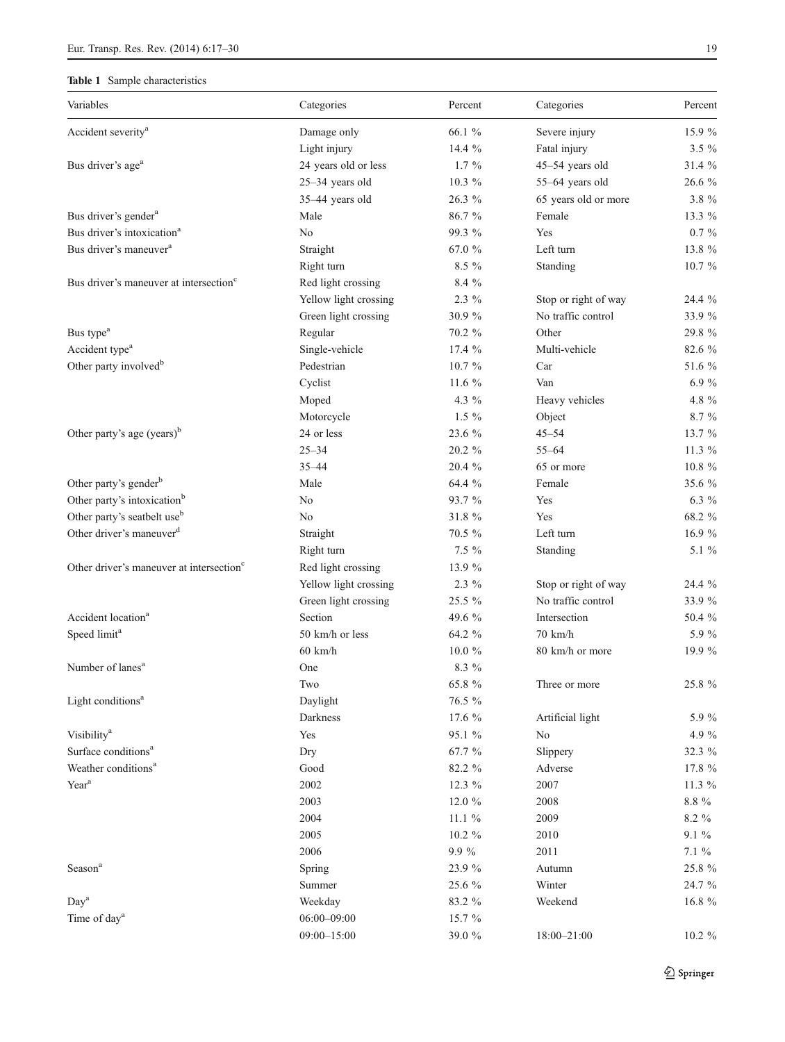**Table 1** Sample characteristics

| Variables | Categories | Percent | Categories | Percent |
|---|---|---|---|---|
| Accident severity[a] | Damage only | 66.1 % | Severe injury | 15.9 % |
| | Light injury | 14.4 % | Fatal injury | 3.5 % |
| Bus driver's age[a] | 24 years old or less | 1.7 % | 45–54 years old | 31.4 % |
| | 25–34 years old | 10.3 % | 55–64 years old | 26.6 % |
| | 35–44 years old | 26.3 % | 65 years old or more | 3.8 % |
| Bus driver's gender[a] | Male | 86.7 % | Female | 13.3 % |
| Bus driver's intoxication[a] | No | 99.3 % | Yes | 0.7 % |
| Bus driver's maneuver[a] | Straight | 67.0 % | Left turn | 13.8 % |
| | Right turn | 8.5 % | Standing | 10.7 % |
| Bus driver's maneuver at intersection[c] | Red light crossing | 8.4 % | | |
| | Yellow light crossing | 2.3 % | Stop or right of way | 24.4 % |
| | Green light crossing | 30.9 % | No traffic control | 33.9 % |
| Bus type[a] | Regular | 70.2 % | Other | 29.8 % |
| Accident type[a] | Single-vehicle | 17.4 % | Multi-vehicle | 82.6 % |
| Other party involved[b] | Pedestrian | 10.7 % | Car | 51.6 % |
| | Cyclist | 11.6 % | Van | 6.9 % |
| | Moped | 4.3 % | Heavy vehicles | 4.8 % |
| | Motorcycle | 1.5 % | Object | 8.7 % |
| Other party's age (years)[b] | 24 or less | 23.6 % | 45–54 | 13.7 % |
| | 25–34 | 20.2 % | 55–64 | 11.3 % |
| | 35–44 | 20.4 % | 65 or more | 10.8 % |
| Other party's gender[b] | Male | 64.4 % | Female | 35.6 % |
| Other party's intoxication[b] | No | 93.7 % | Yes | 6.3 % |
| Other party's seatbelt use[b] | No | 31.8 % | Yes | 68.2 % |
| Other driver's maneuver[d] | Straight | 70.5 % | Left turn | 16.9 % |
| | Right turn | 7.5 % | Standing | 5.1 % |
| Other driver's maneuver at intersection[c] | Red light crossing | 13.9 % | | |
| | Yellow light crossing | 2.3 % | Stop or right of way | 24.4 % |
| | Green light crossing | 25.5 % | No traffic control | 33.9 % |
| Accident location[a] | Section | 49.6 % | Intersection | 50.4 % |
| Speed limit[a] | 50 km/h or less | 64.2 % | 70 km/h | 5.9 % |
| | 60 km/h | 10.0 % | 80 km/h or more | 19.9 % |
| Number of lanes[a] | One | 8.3 % | | |
| | Two | 65.8 % | Three or more | 25.8 % |
| Light conditions[a] | Daylight | 76.5 % | | |
| | Darkness | 17.6 % | Artificial light | 5.9 % |
| Visibility[a] | Yes | 95.1 % | No | 4.9 % |
| Surface conditions[a] | Dry | 67.7 % | Slippery | 32.3 % |
| Weather conditions[a] | Good | 82.2 % | Adverse | 17.8 % |
| Year[a] | 2002 | 12.3 % | 2007 | 11.3 % |
| | 2003 | 12.0 % | 2008 | 8.8 % |
| | 2004 | 11.1 % | 2009 | 8.2 % |
| | 2005 | 10.2 % | 2010 | 9.1 % |
| | 2006 | 9.9 % | 2011 | 7.1 % |
| Season[a] | Spring | 23.9 % | Autumn | 25.8 % |
| | Summer | 25.6 % | Winter | 24.7 % |
| Day[a] | Weekday | 83.2 % | Weekend | 16.8 % |
| Time of day[a] | 06:00–09:00 | 15.7 % | | |
| | 09:00–15:00 | 39.0 % | 18:00–21:00 | 10.2 % |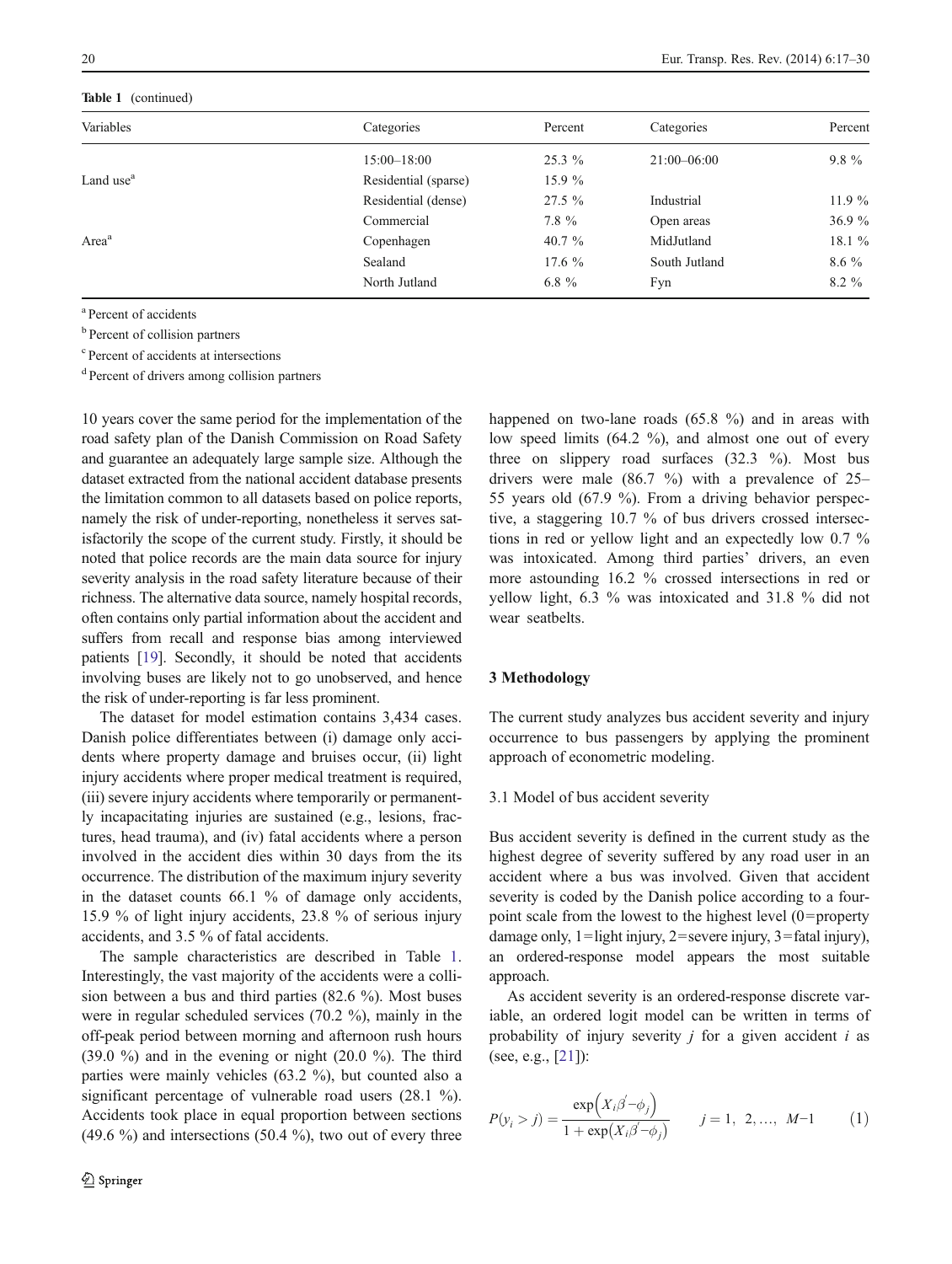**Table 1** (continued)

| Variables | Categories | Percent | Categories | Percent |
|---|---|---|---|---|
| | 15:00–18:00 | 25.3 % | 21:00–06:00 | 9.8 % |
| Land use[a] | Residential (sparse) | 15.9 % | | |
| | Residential (dense) | 27.5 % | Industrial | 11.9 % |
| | Commercial | 7.8 % | Open areas | 36.9 % |
| Area[a] | Copenhagen | 40.7 % | MidJutland | 18.1 % |
| | Sealand | 17.6 % | South Jutland | 8.6 % |
| | North Jutland | 6.8 % | Fyn | 8.2 % |

[a] Percent of accidents

[b] Percent of collision partners

[c] Percent of accidents at intersections

[d] Percent of drivers among collision partners

10 years cover the same period for the implementation of the road safety plan of the Danish Commission on Road Safety and guarantee an adequately large sample size. Although the dataset extracted from the national accident database presents the limitation common to all datasets based on police reports, namely the risk of under-reporting, nonetheless it serves satisfactorily the scope of the current study. Firstly, it should be noted that police records are the main data source for injury severity analysis in the road safety literature because of their richness. The alternative data source, namely hospital records, often contains only partial information about the accident and suffers from recall and response bias among interviewed patients [19]. Secondly, it should be noted that accidents involving buses are likely not to go unobserved, and hence the risk of under-reporting is far less prominent.

The dataset for model estimation contains 3,434 cases. Danish police differentiates between (i) damage only accidents where property damage and bruises occur, (ii) light injury accidents where proper medical treatment is required, (iii) severe injury accidents where temporarily or permanently incapacitating injuries are sustained (e.g., lesions, fractures, head trauma), and (iv) fatal accidents where a person involved in the accident dies within 30 days from the its occurrence. The distribution of the maximum injury severity in the dataset counts 66.1 % of damage only accidents, 15.9 % of light injury accidents, 23.8 % of serious injury accidents, and 3.5 % of fatal accidents.

The sample characteristics are described in Table 1. Interestingly, the vast majority of the accidents were a collision between a bus and third parties (82.6 %). Most buses were in regular scheduled services (70.2 %), mainly in the off-peak period between morning and afternoon rush hours (39.0 %) and in the evening or night (20.0 %). The third parties were mainly vehicles (63.2 %), but counted also a significant percentage of vulnerable road users (28.1 %). Accidents took place in equal proportion between sections (49.6 %) and intersections (50.4 %), two out of every three happened on two-lane roads (65.8 %) and in areas with low speed limits (64.2 %), and almost one out of every three on slippery road surfaces (32.3 %). Most bus drivers were male (86.7 %) with a prevalence of 25–55 years old (67.9 %). From a driving behavior perspective, a staggering 10.7 % of bus drivers crossed intersections in red or yellow light and an expectedly low 0.7 % was intoxicated. Among third parties' drivers, an even more astounding 16.2 % crossed intersections in red or yellow light, 6.3 % was intoxicated and 31.8 % did not wear seatbelts.

## 3 Methodology

The current study analyzes bus accident severity and injury occurrence to bus passengers by applying the prominent approach of econometric modeling.

### 3.1 Model of bus accident severity

Bus accident severity is defined in the current study as the highest degree of severity suffered by any road user in an accident where a bus was involved. Given that accident severity is coded by the Danish police according to a four-point scale from the lowest to the highest level (0=property damage only, 1=light injury, 2=severe injury, 3=fatal injury), an ordered-response model appears the most suitable approach.

As accident severity is an ordered-response discrete variable, an ordered logit model can be written in terms of probability of injury severity $j$ for a given accident $i$ as (see, e.g., [21]):

$$P(y_i > j) = \frac{\exp\left(X_i\beta' - \phi_j\right)}{1 + \exp\left(X_i\beta' - \phi_j\right)} \qquad j = 1,\ 2, \ldots,\ M-1 \tag{1}$$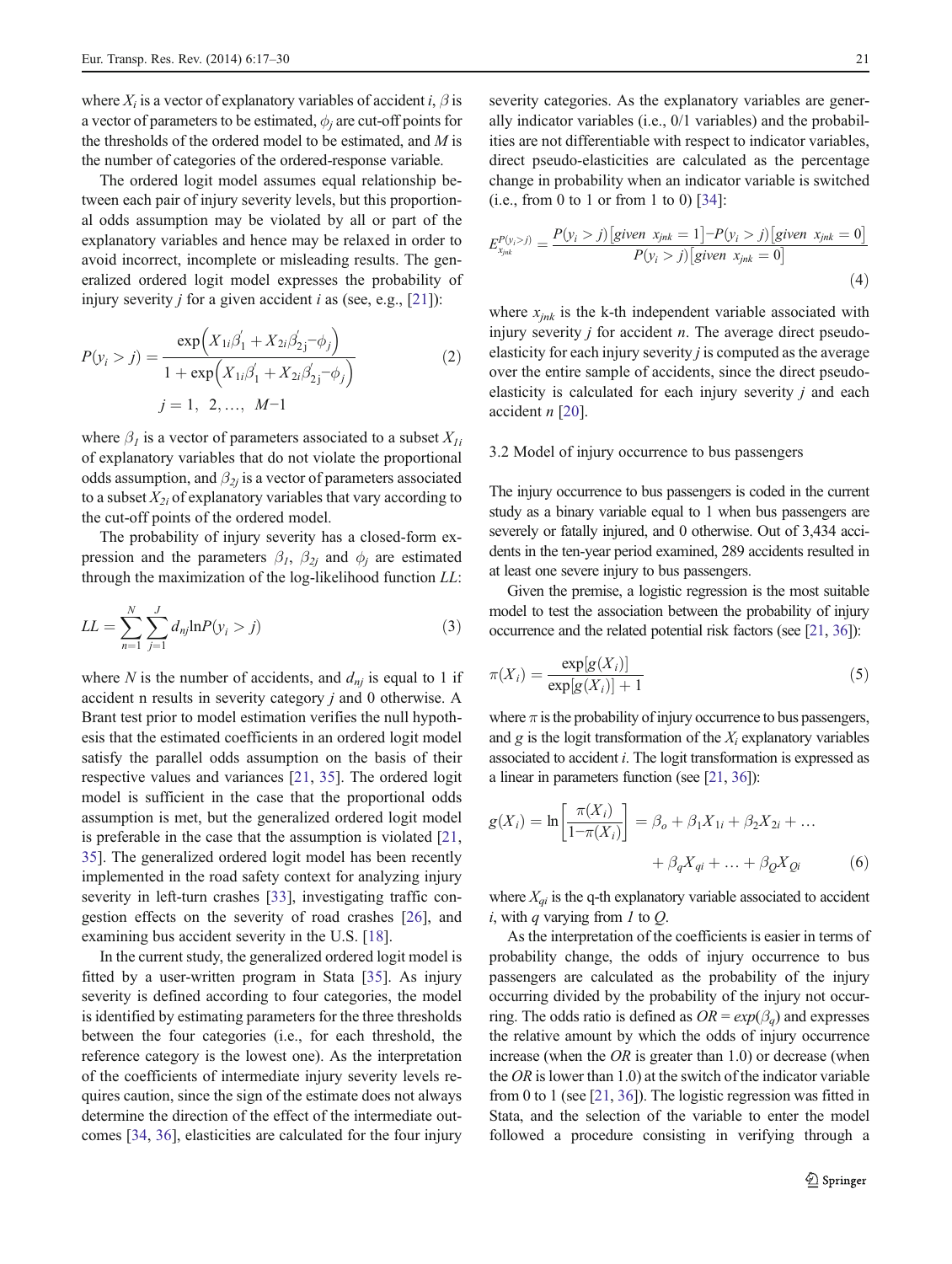where $X_i$ is a vector of explanatory variables of accident $i$, $\beta$ is a vector of parameters to be estimated, $\phi_j$ are cut-off points for the thresholds of the ordered model to be estimated, and $M$ is the number of categories of the ordered-response variable.

The ordered logit model assumes equal relationship between each pair of injury severity levels, but this proportional odds assumption may be violated by all or part of the explanatory variables and hence may be relaxed in order to avoid incorrect, incomplete or misleading results. The generalized ordered logit model expresses the probability of injury severity $j$ for a given accident $i$ as (see, e.g., [21]):

$$P(y_i > j) = \frac{\exp\left(X_{1i}\beta_1^{'} + X_{2i}\beta_{2j}^{'} - \phi_j\right)}{1 + \exp\left(X_{1i}\beta_1^{'} + X_{2i}\beta_{2j}^{'} - \phi_j\right)} \qquad (2)$$

$$j = 1,\ 2, \ldots,\ M-1$$

where $\beta_1$ is a vector of parameters associated to a subset $X_{1i}$ of explanatory variables that do not violate the proportional odds assumption, and $\beta_{2j}$ is a vector of parameters associated to a subset $X_{2i}$ of explanatory variables that vary according to the cut-off points of the ordered model.

The probability of injury severity has a closed-form expression and the parameters $\beta_1$, $\beta_{2j}$ and $\phi_j$ are estimated through the maximization of the log-likelihood function $LL$:

$$LL = \sum_{n=1}^{N} \sum_{j=1}^{J} d_{nj} \ln P(y_i > j) \qquad (3)$$

where $N$ is the number of accidents, and $d_{nj}$ is equal to 1 if accident n results in severity category $j$ and 0 otherwise. A Brant test prior to model estimation verifies the null hypothesis that the estimated coefficients in an ordered logit model satisfy the parallel odds assumption on the basis of their respective values and variances [21, 35]. The ordered logit model is sufficient in the case that the proportional odds assumption is met, but the generalized ordered logit model is preferable in the case that the assumption is violated [21, 35]. The generalized ordered logit model has been recently implemented in the road safety context for analyzing injury severity in left-turn crashes [33], investigating traffic congestion effects on the severity of road crashes [26], and examining bus accident severity in the U.S. [18].

In the current study, the generalized ordered logit model is fitted by a user-written program in Stata [35]. As injury severity is defined according to four categories, the model is identified by estimating parameters for the three thresholds between the four categories (i.e., for each threshold, the reference category is the lowest one). As the interpretation of the coefficients of intermediate injury severity levels requires caution, since the sign of the estimate does not always determine the direction of the effect of the intermediate outcomes [34, 36], elasticities are calculated for the four injury severity categories. As the explanatory variables are generally indicator variables (i.e., 0/1 variables) and the probabilities are not differentiable with respect to indicator variables, direct pseudo-elasticities are calculated as the percentage change in probability when an indicator variable is switched (i.e., from 0 to 1 or from 1 to 0) [34]:

$$E_{x_{jnk}}^{P(y_i>j)} = \frac{P(y_i > j)\left[given\ \ x_{jnk} = 1\right] - P(y_i > j)\left[given\ \ x_{jnk} = 0\right]}{P(y_i > j)\left[given\ \ x_{jnk} = 0\right]} \qquad (4)$$

where $x_{jnk}$ is the k-th independent variable associated with injury severity $j$ for accident $n$. The average direct pseudo-elasticity for each injury severity $j$ is computed as the average over the entire sample of accidents, since the direct pseudo-elasticity is calculated for each injury severity $j$ and each accident $n$ [20].

### 3.2 Model of injury occurrence to bus passengers

The injury occurrence to bus passengers is coded in the current study as a binary variable equal to 1 when bus passengers are severely or fatally injured, and 0 otherwise. Out of 3,434 accidents in the ten-year period examined, 289 accidents resulted in at least one severe injury to bus passengers.

Given the premise, a logistic regression is the most suitable model to test the association between the probability of injury occurrence and the related potential risk factors (see [21, 36]):

$$\pi(X_i) = \frac{\exp[g(X_i)]}{\exp[g(X_i)] + 1} \qquad (5)$$

where $\pi$ is the probability of injury occurrence to bus passengers, and $g$ is the logit transformation of the $X_i$ explanatory variables associated to accident $i$. The logit transformation is expressed as a linear in parameters function (see [21, 36]):

$$g(X_i) = \ln\left[\frac{\pi(X_i)}{1-\pi(X_i)}\right] = \beta_o + \beta_1 X_{1i} + \beta_2 X_{2i} + \ldots + \beta_q X_{qi} + \ldots + \beta_Q X_{Qi} \qquad (6)$$

where $X_{qi}$ is the q-th explanatory variable associated to accident $i$, with $q$ varying from $1$ to $Q$.

As the interpretation of the coefficients is easier in terms of probability change, the odds of injury occurrence to bus passengers are calculated as the probability of the injury occurring divided by the probability of the injury not occurring. The odds ratio is defined as $OR = exp(\beta_q)$ and expresses the relative amount by which the odds of injury occurrence increase (when the $OR$ is greater than 1.0) or decrease (when the $OR$ is lower than 1.0) at the switch of the indicator variable from 0 to 1 (see [21, 36]). The logistic regression was fitted in Stata, and the selection of the variable to enter the model followed a procedure consisting in verifying through a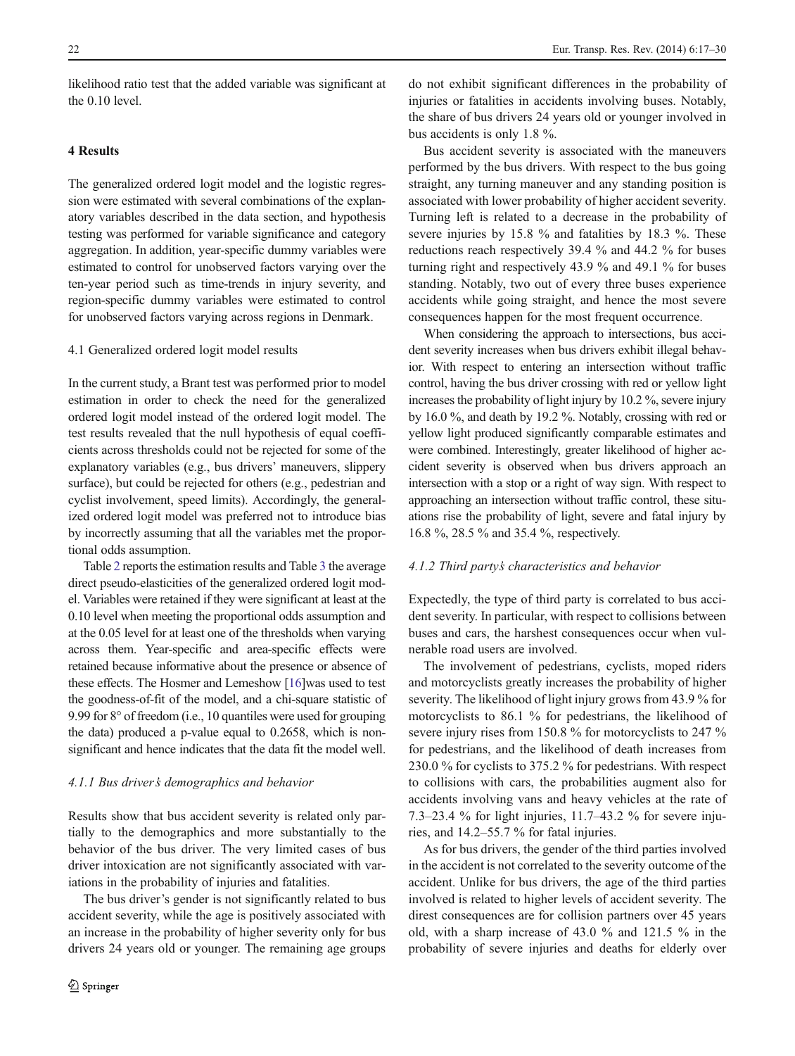likelihood ratio test that the added variable was significant at the 0.10 level.

## 4 Results

The generalized ordered logit model and the logistic regression were estimated with several combinations of the explanatory variables described in the data section, and hypothesis testing was performed for variable significance and category aggregation. In addition, year-specific dummy variables were estimated to control for unobserved factors varying over the ten-year period such as time-trends in injury severity, and region-specific dummy variables were estimated to control for unobserved factors varying across regions in Denmark.

### 4.1 Generalized ordered logit model results

In the current study, a Brant test was performed prior to model estimation in order to check the need for the generalized ordered logit model instead of the ordered logit model. The test results revealed that the null hypothesis of equal coefficients across thresholds could not be rejected for some of the explanatory variables (e.g., bus drivers' maneuvers, slippery surface), but could be rejected for others (e.g., pedestrian and cyclist involvement, speed limits). Accordingly, the generalized ordered logit model was preferred not to introduce bias by incorrectly assuming that all the variables met the proportional odds assumption.

Table 2 reports the estimation results and Table 3 the average direct pseudo-elasticities of the generalized ordered logit model. Variables were retained if they were significant at least at the 0.10 level when meeting the proportional odds assumption and at the 0.05 level for at least one of the thresholds when varying across them. Year-specific and area-specific effects were retained because informative about the presence or absence of these effects. The Hosmer and Lemeshow [16]was used to test the goodness-of-fit of the model, and a chi-square statistic of 9.99 for 8° of freedom (i.e., 10 quantiles were used for grouping the data) produced a p-value equal to 0.2658, which is non-significant and hence indicates that the data fit the model well.

#### *4.1.1 Bus driver's demographics and behavior*

Results show that bus accident severity is related only partially to the demographics and more substantially to the behavior of the bus driver. The very limited cases of bus driver intoxication are not significantly associated with variations in the probability of injuries and fatalities.

The bus driver's gender is not significantly related to bus accident severity, while the age is positively associated with an increase in the probability of higher severity only for bus drivers 24 years old or younger. The remaining age groups do not exhibit significant differences in the probability of injuries or fatalities in accidents involving buses. Notably, the share of bus drivers 24 years old or younger involved in bus accidents is only 1.8 %.

Bus accident severity is associated with the maneuvers performed by the bus drivers. With respect to the bus going straight, any turning maneuver and any standing position is associated with lower probability of higher accident severity. Turning left is related to a decrease in the probability of severe injuries by 15.8 % and fatalities by 18.3 %. These reductions reach respectively 39.4 % and 44.2 % for buses turning right and respectively 43.9 % and 49.1 % for buses standing. Notably, two out of every three buses experience accidents while going straight, and hence the most severe consequences happen for the most frequent occurrence.

When considering the approach to intersections, bus accident severity increases when bus drivers exhibit illegal behavior. With respect to entering an intersection without traffic control, having the bus driver crossing with red or yellow light increases the probability of light injury by 10.2 %, severe injury by 16.0 %, and death by 19.2 %. Notably, crossing with red or yellow light produced significantly comparable estimates and were combined. Interestingly, greater likelihood of higher accident severity is observed when bus drivers approach an intersection with a stop or a right of way sign. With respect to approaching an intersection without traffic control, these situations rise the probability of light, severe and fatal injury by 16.8 %, 28.5 % and 35.4 %, respectively.

#### *4.1.2 Third party's characteristics and behavior*

Expectedly, the type of third party is correlated to bus accident severity. In particular, with respect to collisions between buses and cars, the harshest consequences occur when vulnerable road users are involved.

The involvement of pedestrians, cyclists, moped riders and motorcyclists greatly increases the probability of higher severity. The likelihood of light injury grows from 43.9 % for motorcyclists to 86.1 % for pedestrians, the likelihood of severe injury rises from 150.8 % for motorcyclists to 247 % for pedestrians, and the likelihood of death increases from 230.0 % for cyclists to 375.2 % for pedestrians. With respect to collisions with cars, the probabilities augment also for accidents involving vans and heavy vehicles at the rate of 7.3–23.4 % for light injuries, 11.7–43.2 % for severe injuries, and 14.2–55.7 % for fatal injuries.

As for bus drivers, the gender of the third parties involved in the accident is not correlated to the severity outcome of the accident. Unlike for bus drivers, the age of the third parties involved is related to higher levels of accident severity. The direst consequences are for collision partners over 45 years old, with a sharp increase of 43.0 % and 121.5 % in the probability of severe injuries and deaths for elderly over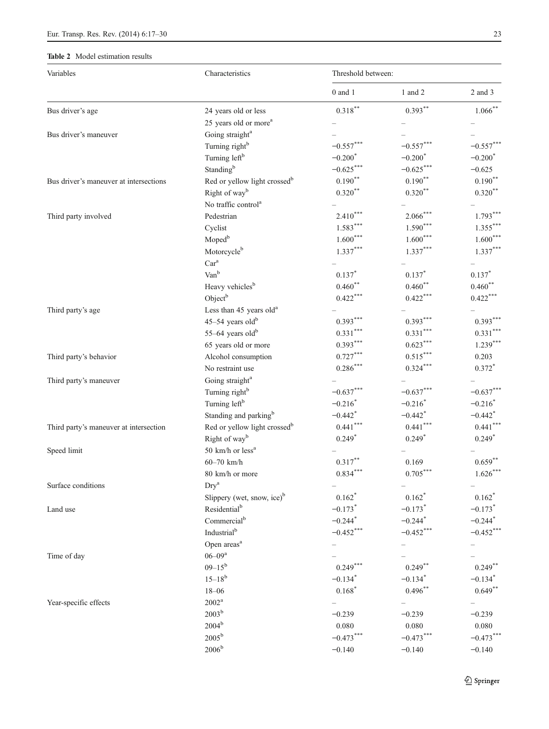**Table 2** Model estimation results

| Variables | Characteristics | Threshold between: | | |
|---|---|---|---|---|
| | | 0 and 1 | 1 and 2 | 2 and 3 |
| Bus driver's age | 24 years old or less | 0.318** | 0.393** | 1.066** |
| | 25 years old or more[a] | – | – | – |
| Bus driver's maneuver | Going straight[a] | – | – | – |
| | Turning right[b] | −0.557*** | −0.557*** | −0.557*** |
| | Turning left[b] | −0.200* | −0.200* | −0.200* |
| | Standing[b] | −0.625*** | −0.625*** | −0.625 |
| Bus driver's maneuver at intersections | Red or yellow light crossed[b] | 0.190** | 0.190** | 0.190** |
| | Right of way[b] | 0.320** | 0.320** | 0.320** |
| | No traffic control[a] | – | – | – |
| Third party involved | Pedestrian | 2.410*** | 2.066*** | 1.793*** |
| | Cyclist | 1.583*** | 1.590*** | 1.355*** |
| | Moped[b] | 1.600*** | 1.600*** | 1.600*** |
| | Motorcycle[b] | 1.337*** | 1.337*** | 1.337*** |
| | Car[a] | – | – | – |
| | Van[b] | 0.137* | 0.137* | 0.137* |
| | Heavy vehicles[b] | 0.460** | 0.460** | 0.460** |
| | Object[b] | 0.422*** | 0.422*** | 0.422*** |
| Third party's age | Less than 45 years old[a] | – | – | – |
| | 45–54 years old[b] | 0.393*** | 0.393*** | 0.393*** |
| | 55–64 years old[b] | 0.331*** | 0.331*** | 0.331*** |
| | 65 years old or more | 0.393*** | 0.623*** | 1.239*** |
| Third party's behavior | Alcohol consumption | 0.727*** | 0.515*** | 0.203 |
| | No restraint use | 0.286*** | 0.324*** | 0.372* |
| Third party's maneuver | Going straight[a] | – | – | – |
| | Turning right[b] | −0.637*** | −0.637*** | −0.637*** |
| | Turning left[b] | −0.216* | −0.216* | −0.216* |
| | Standing and parking[b] | −0.442* | −0.442* | −0.442* |
| Third party's maneuver at intersection | Red or yellow light crossed[b] | 0.441*** | 0.441*** | 0.441*** |
| | Right of way[b] | 0.249* | 0.249* | 0.249* |
| Speed limit | 50 km/h or less[a] | – | – | – |
| | 60–70 km/h | 0.317** | 0.169 | 0.659** |
| | 80 km/h or more | 0.834*** | 0.705*** | 1.626*** |
| Surface conditions | Dry[a] | – | – | – |
| | Slippery (wet, snow, ice)[b] | 0.162* | 0.162* | 0.162* |
| Land use | Residential[b] | −0.173* | −0.173* | −0.173* |
| | Commercial[b] | −0.244* | −0.244* | −0.244* |
| | Industrial[b] | −0.452*** | −0.452*** | −0.452*** |
| | Open areas[a] | – | – | – |
| Time of day | 06–09[a] | – | – | – |
| | 09–15[b] | 0.249*** | 0.249** | 0.249** |
| | 15–18[b] | −0.134* | −0.134* | −0.134* |
| | 18–06 | 0.168* | 0.496** | 0.649** |
| Year-specific effects | 2002[a] | – | – | – |
| | 2003[b] | −0.239 | −0.239 | −0.239 |
| | 2004[b] | 0.080 | 0.080 | 0.080 |
| | 2005[b] | −0.473*** | −0.473*** | −0.473*** |
| | 2006[b] | −0.140 | −0.140 | −0.140 |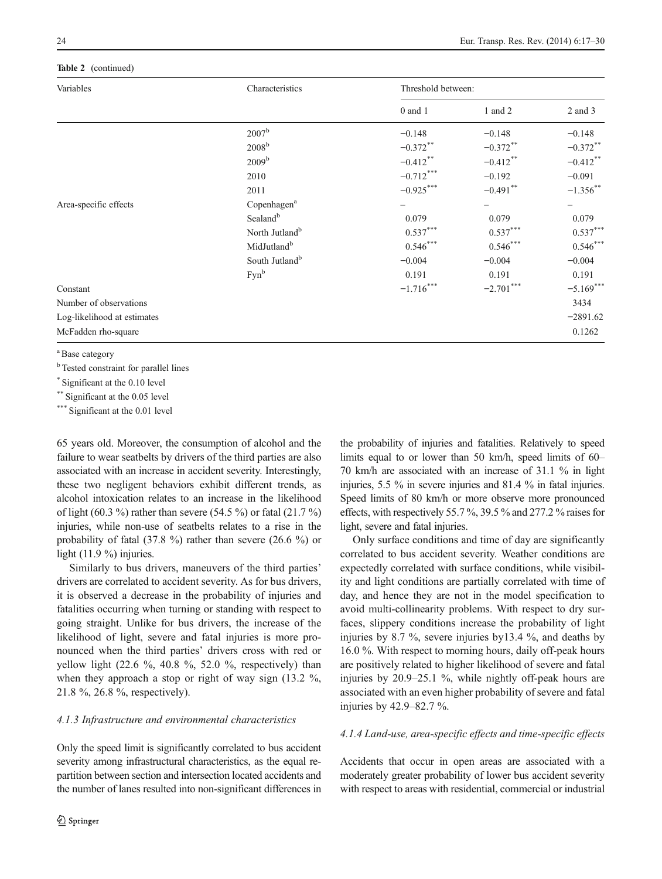**Table 2** (continued)

| Variables | Characteristics | Threshold between: | | |
|---|---|---|---|---|
| | | 0 and 1 | 1 and 2 | 2 and 3 |
| | 2007[b] | −0.148 | −0.148 | −0.148 |
| | 2008[b] | −0.372** | −0.372** | −0.372** |
| | 2009[b] | −0.412** | −0.412** | −0.412** |
| | 2010 | −0.712*** | −0.192 | −0.091 |
| | 2011 | −0.925*** | −0.491** | −1.356** |
| Area-specific effects | Copenhagen[a] | – | – | – |
| | Sealand[b] | 0.079 | 0.079 | 0.079 |
| | North Jutland[b] | 0.537*** | 0.537*** | 0.537*** |
| | MidJutland[b] | 0.546*** | 0.546*** | 0.546*** |
| | South Jutland[b] | −0.004 | −0.004 | −0.004 |
| | Fyn[b] | 0.191 | 0.191 | 0.191 |
| Constant | | −1.716*** | −2.701*** | −5.169*** |
| Number of observations | | | | 3434 |
| Log-likelihood at estimates | | | | −2891.62 |
| McFadden rho-square | | | | 0.1262 |

[a] Base category

[b] Tested constraint for parallel lines

* Significant at the 0.10 level

** Significant at the 0.05 level

*** Significant at the 0.01 level

65 years old. Moreover, the consumption of alcohol and the failure to wear seatbelts by drivers of the third parties are also associated with an increase in accident severity. Interestingly, these two negligent behaviors exhibit different trends, as alcohol intoxication relates to an increase in the likelihood of light (60.3 %) rather than severe (54.5 %) or fatal (21.7 %) injuries, while non-use of seatbelts relates to a rise in the probability of fatal (37.8 %) rather than severe (26.6 %) or light (11.9 %) injuries.

Similarly to bus drivers, maneuvers of the third parties' drivers are correlated to accident severity. As for bus drivers, it is observed a decrease in the probability of injuries and fatalities occurring when turning or standing with respect to going straight. Unlike for bus drivers, the increase of the likelihood of light, severe and fatal injuries is more pronounced when the third parties' drivers cross with red or yellow light (22.6 %, 40.8 %, 52.0 %, respectively) than when they approach a stop or right of way sign (13.2 %, 21.8 %, 26.8 %, respectively).

### 4.1.3 Infrastructure and environmental characteristics

Only the speed limit is significantly correlated to bus accident severity among infrastructural characteristics, as the equal repartition between section and intersection located accidents and the number of lanes resulted into non-significant differences in the probability of injuries and fatalities. Relatively to speed limits equal to or lower than 50 km/h, speed limits of 60–70 km/h are associated with an increase of 31.1 % in light injuries, 5.5 % in severe injuries and 81.4 % in fatal injuries. Speed limits of 80 km/h or more observe more pronounced effects, with respectively 55.7 %, 39.5 % and 277.2 % raises for light, severe and fatal injuries.

Only surface conditions and time of day are significantly correlated to bus accident severity. Weather conditions are expectedly correlated with surface conditions, while visibility and light conditions are partially correlated with time of day, and hence they are not in the model specification to avoid multi-collinearity problems. With respect to dry surfaces, slippery conditions increase the probability of light injuries by 8.7 %, severe injuries by13.4 %, and deaths by 16.0 %. With respect to morning hours, daily off-peak hours are positively related to higher likelihood of severe and fatal injuries by 20.9–25.1 %, while nightly off-peak hours are associated with an even higher probability of severe and fatal injuries by 42.9–82.7 %.

### 4.1.4 Land-use, area-specific effects and time-specific effects

Accidents that occur in open areas are associated with a moderately greater probability of lower bus accident severity with respect to areas with residential, commercial or industrial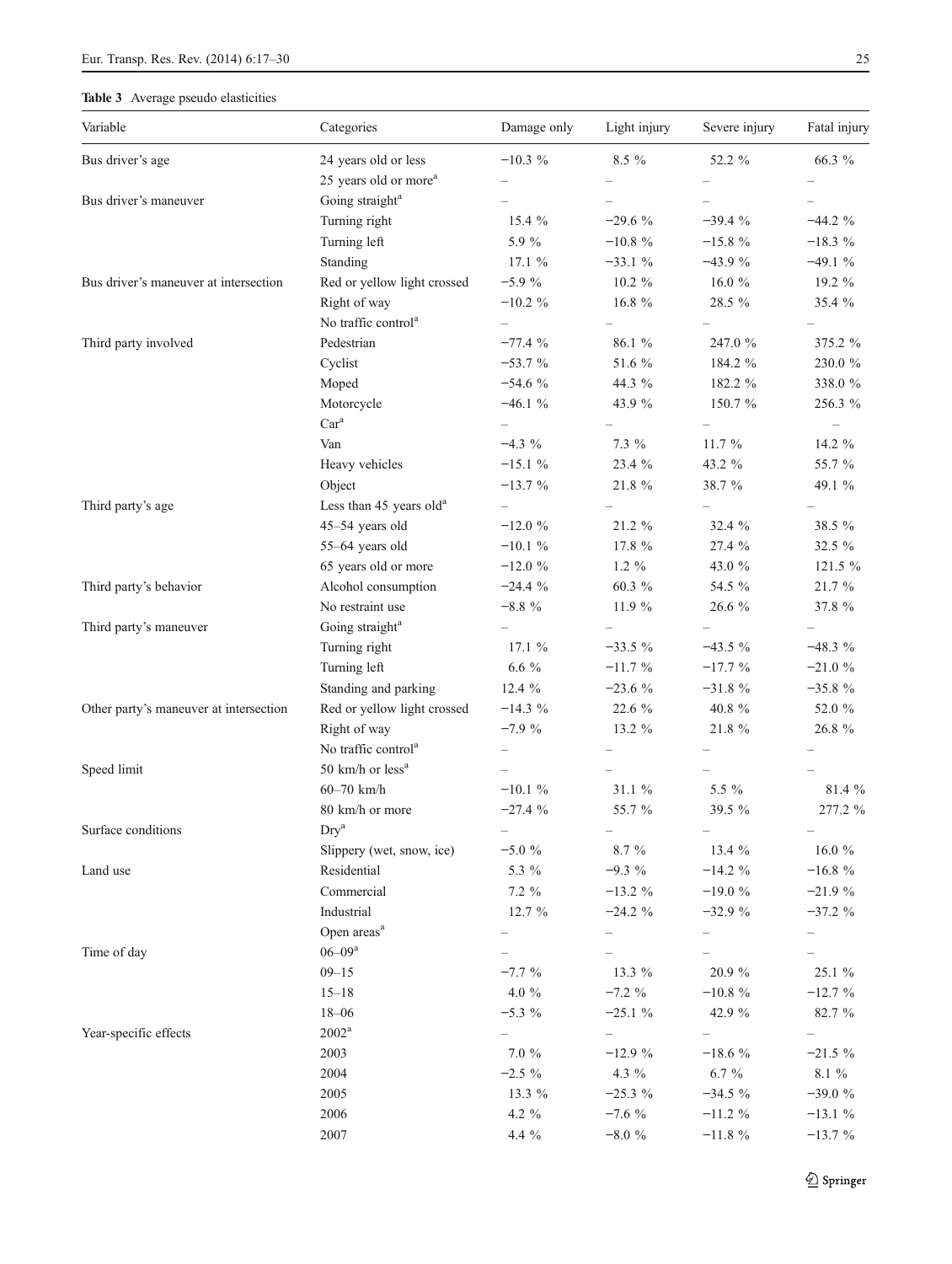**Table 3** Average pseudo elasticities

| Variable | Categories | Damage only | Light injury | Severe injury | Fatal injury |
|---|---|---|---|---|---|
| Bus driver's age | 24 years old or less | −10.3 % | 8.5 % | 52.2 % | 66.3 % |
| | 25 years old or more[a] | – | – | – | – |
| Bus driver's maneuver | Going straight[a] | – | – | – | – |
| | Turning right | 15.4 % | −29.6 % | −39.4 % | −44.2 % |
| | Turning left | 5.9 % | −10.8 % | −15.8 % | −18.3 % |
| | Standing | 17.1 % | −33.1 % | −43.9 % | −49.1 % |
| Bus driver's maneuver at intersection | Red or yellow light crossed | −5.9 % | 10.2 % | 16.0 % | 19.2 % |
| | Right of way | −10.2 % | 16.8 % | 28.5 % | 35.4 % |
| | No traffic control[a] | – | – | – | – |
| Third party involved | Pedestrian | −77.4 % | 86.1 % | 247.0 % | 375.2 % |
| | Cyclist | −53.7 % | 51.6 % | 184.2 % | 230.0 % |
| | Moped | −54.6 % | 44.3 % | 182.2 % | 338.0 % |
| | Motorcycle | −46.1 % | 43.9 % | 150.7 % | 256.3 % |
| | Car[a] | – | – | – | – |
| | Van | −4.3 % | 7.3 % | 11.7 % | 14.2 % |
| | Heavy vehicles | −15.1 % | 23.4 % | 43.2 % | 55.7 % |
| | Object | −13.7 % | 21.8 % | 38.7 % | 49.1 % |
| Third party's age | Less than 45 years old[a] | – | – | – | – |
| | 45–54 years old | −12.0 % | 21.2 % | 32.4 % | 38.5 % |
| | 55–64 years old | −10.1 % | 17.8 % | 27.4 % | 32.5 % |
| | 65 years old or more | −12.0 % | 1.2 % | 43.0 % | 121.5 % |
| Third party's behavior | Alcohol consumption | −24.4 % | 60.3 % | 54.5 % | 21.7 % |
| | No restraint use | −8.8 % | 11.9 % | 26.6 % | 37.8 % |
| Third party's maneuver | Going straight[a] | – | – | – | – |
| | Turning right | 17.1 % | −33.5 % | −43.5 % | −48.3 % |
| | Turning left | 6.6 % | −11.7 % | −17.7 % | −21.0 % |
| | Standing and parking | 12.4 % | −23.6 % | −31.8 % | −35.8 % |
| Other party's maneuver at intersection | Red or yellow light crossed | −14.3 % | 22.6 % | 40.8 % | 52.0 % |
| | Right of way | −7.9 % | 13.2 % | 21.8 % | 26.8 % |
| | No traffic control[a] | – | – | – | – |
| Speed limit | 50 km/h or less[a] | – | – | – | – |
| | 60–70 km/h | −10.1 % | 31.1 % | 5.5 % | 81.4 % |
| | 80 km/h or more | −27.4 % | 55.7 % | 39.5 % | 277.2 % |
| Surface conditions | Dry[a] | – | – | – | – |
| | Slippery (wet, snow, ice) | −5.0 % | 8.7 % | 13.4 % | 16.0 % |
| Land use | Residential | 5.3 % | −9.3 % | −14.2 % | −16.8 % |
| | Commercial | 7.2 % | −13.2 % | −19.0 % | −21.9 % |
| | Industrial | 12.7 % | −24.2 % | −32.9 % | −37.2 % |
| | Open areas[a] | – | – | – | – |
| Time of day | 06–09[a] | – | – | – | – |
| | 09–15 | −7.7 % | 13.3 % | 20.9 % | 25.1 % |
| | 15–18 | 4.0 % | −7.2 % | −10.8 % | −12.7 % |
| | 18–06 | −5.3 % | −25.1 % | 42.9 % | 82.7 % |
| Year-specific effects | 2002[a] | – | – | – | – |
| | 2003 | 7.0 % | −12.9 % | −18.6 % | −21.5 % |
| | 2004 | −2.5 % | 4.3 % | 6.7 % | 8.1 % |
| | 2005 | 13.3 % | −25.3 % | −34.5 % | −39.0 % |
| | 2006 | 4.2 % | −7.6 % | −11.2 % | −13.1 % |
| | 2007 | 4.4 % | −8.0 % | −11.8 % | −13.7 % |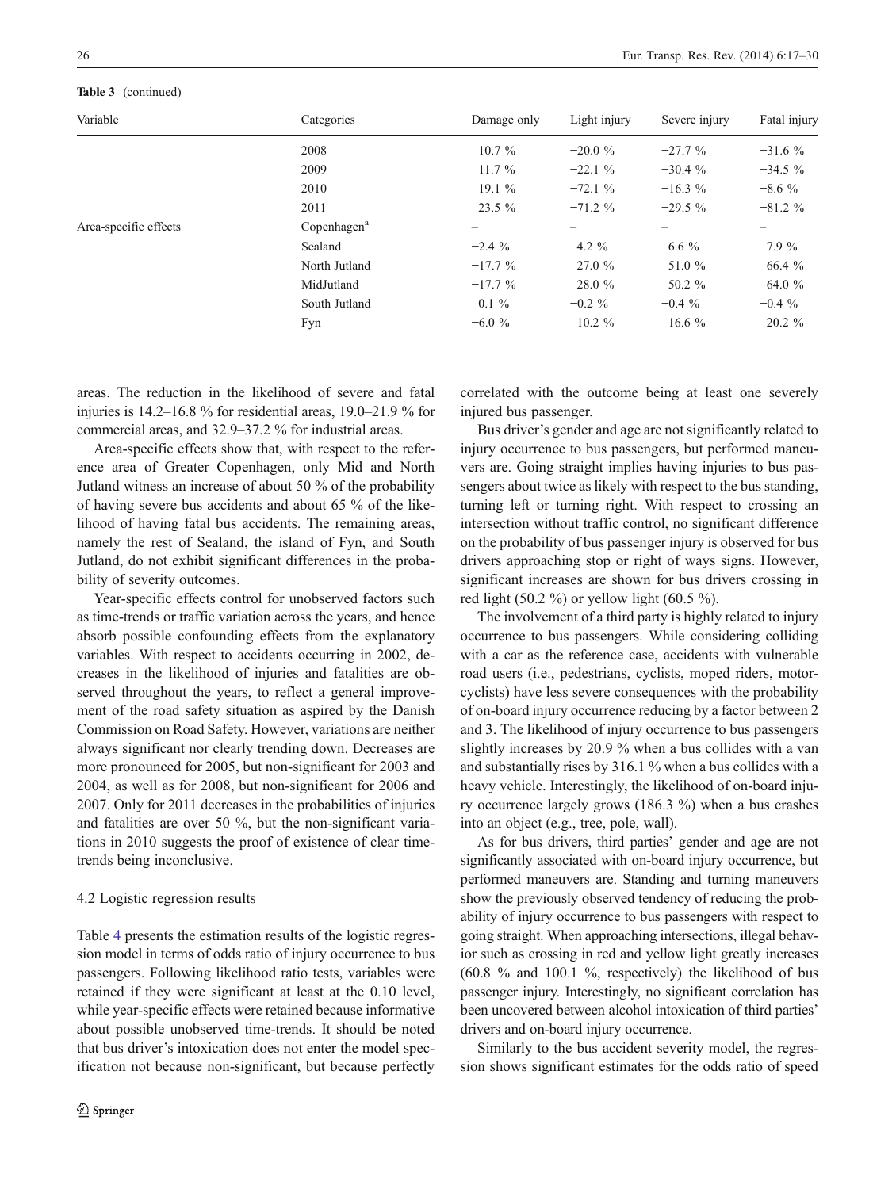**Table 3** (continued)

| Variable | Categories | Damage only | Light injury | Severe injury | Fatal injury |
|---|---|---|---|---|---|
| | 2008 | 10.7 % | −20.0 % | −27.7 % | −31.6 % |
| | 2009 | 11.7 % | −22.1 % | −30.4 % | −34.5 % |
| | 2010 | 19.1 % | −72.1 % | −16.3 % | −8.6 % |
| | 2011 | 23.5 % | −71.2 % | −29.5 % | −81.2 % |
| Area-specific effects | Copenhagen[a] | – | – | – | – |
| | Sealand | −2.4 % | 4.2 % | 6.6 % | 7.9 % |
| | North Jutland | −17.7 % | 27.0 % | 51.0 % | 66.4 % |
| | MidJutland | −17.7 % | 28.0 % | 50.2 % | 64.0 % |
| | South Jutland | 0.1 % | −0.2 % | −0.4 % | −0.4 % |
| | Fyn | −6.0 % | 10.2 % | 16.6 % | 20.2 % |

areas. The reduction in the likelihood of severe and fatal injuries is 14.2–16.8 % for residential areas, 19.0–21.9 % for commercial areas, and 32.9–37.2 % for industrial areas.

Area-specific effects show that, with respect to the reference area of Greater Copenhagen, only Mid and North Jutland witness an increase of about 50 % of the probability of having severe bus accidents and about 65 % of the likelihood of having fatal bus accidents. The remaining areas, namely the rest of Sealand, the island of Fyn, and South Jutland, do not exhibit significant differences in the probability of severity outcomes.

Year-specific effects control for unobserved factors such as time-trends or traffic variation across the years, and hence absorb possible confounding effects from the explanatory variables. With respect to accidents occurring in 2002, decreases in the likelihood of injuries and fatalities are observed throughout the years, to reflect a general improvement of the road safety situation as aspired by the Danish Commission on Road Safety. However, variations are neither always significant nor clearly trending down. Decreases are more pronounced for 2005, but non-significant for 2003 and 2004, as well as for 2008, but non-significant for 2006 and 2007. Only for 2011 decreases in the probabilities of injuries and fatalities are over 50 %, but the non-significant variations in 2010 suggests the proof of existence of clear time-trends being inconclusive.

### 4.2 Logistic regression results

Table 4 presents the estimation results of the logistic regression model in terms of odds ratio of injury occurrence to bus passengers. Following likelihood ratio tests, variables were retained if they were significant at least at the 0.10 level, while year-specific effects were retained because informative about possible unobserved time-trends. It should be noted that bus driver's intoxication does not enter the model specification not because non-significant, but because perfectly correlated with the outcome being at least one severely injured bus passenger.

Bus driver's gender and age are not significantly related to injury occurrence to bus passengers, but performed maneuvers are. Going straight implies having injuries to bus passengers about twice as likely with respect to the bus standing, turning left or turning right. With respect to crossing an intersection without traffic control, no significant difference on the probability of bus passenger injury is observed for bus drivers approaching stop or right of ways signs. However, significant increases are shown for bus drivers crossing in red light (50.2 %) or yellow light (60.5 %).

The involvement of a third party is highly related to injury occurrence to bus passengers. While considering colliding with a car as the reference case, accidents with vulnerable road users (i.e., pedestrians, cyclists, moped riders, motorcyclists) have less severe consequences with the probability of on-board injury occurrence reducing by a factor between 2 and 3. The likelihood of injury occurrence to bus passengers slightly increases by 20.9 % when a bus collides with a van and substantially rises by 316.1 % when a bus collides with a heavy vehicle. Interestingly, the likelihood of on-board injury occurrence largely grows (186.3 %) when a bus crashes into an object (e.g., tree, pole, wall).

As for bus drivers, third parties' gender and age are not significantly associated with on-board injury occurrence, but performed maneuvers are. Standing and turning maneuvers show the previously observed tendency of reducing the probability of injury occurrence to bus passengers with respect to going straight. When approaching intersections, illegal behavior such as crossing in red and yellow light greatly increases (60.8 % and 100.1 %, respectively) the likelihood of bus passenger injury. Interestingly, no significant correlation has been uncovered between alcohol intoxication of third parties' drivers and on-board injury occurrence.

Similarly to the bus accident severity model, the regression shows significant estimates for the odds ratio of speed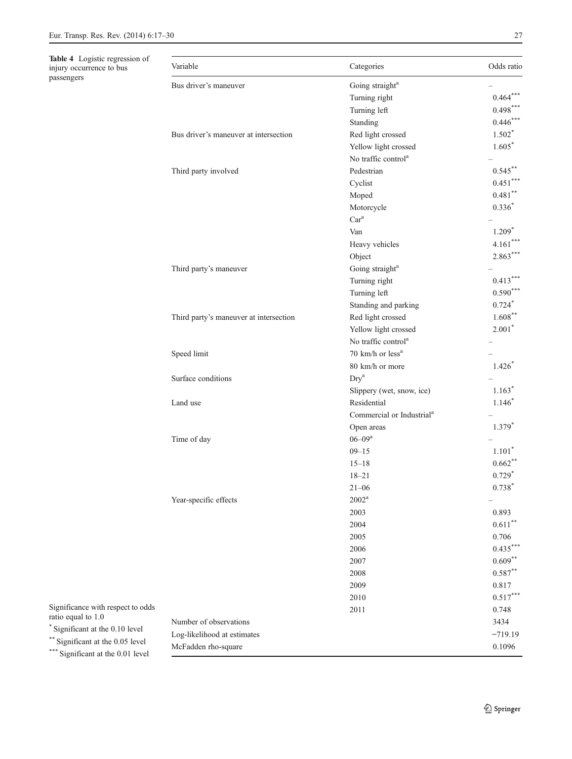**Table 4** Logistic regression of injury occurrence to bus passengers

| Variable | Categories | Odds ratio |
|---|---|---|
| Bus driver's maneuver | Going straight[a] | – |
| | Turning right | 0.464*** |
| | Turning left | 0.498*** |
| | Standing | 0.446*** |
| Bus driver's maneuver at intersection | Red light crossed | 1.502* |
| | Yellow light crossed | 1.605* |
| | No traffic control[a] | – |
| Third party involved | Pedestrian | 0.545** |
| | Cyclist | 0.451*** |
| | Moped | 0.481** |
| | Motorcycle | 0.336* |
| | Car[a] | – |
| | Van | 1.209* |
| | Heavy vehicles | 4.161*** |
| | Object | 2.863*** |
| Third party's maneuver | Going straight[a] | – |
| | Turning right | 0.413*** |
| | Turning left | 0.590*** |
| | Standing and parking | 0.724* |
| Third party's maneuver at intersection | Red light crossed | 1.608** |
| | Yellow light crossed | 2.001* |
| | No traffic control[a] | – |
| Speed limit | 70 km/h or less[a] | – |
| | 80 km/h or more | 1.426* |
| Surface conditions | Dry[a] | – |
| | Slippery (wet, snow, ice) | 1.163* |
| Land use | Residential | 1.146* |
| | Commercial or Industrial[a] | – |
| | Open areas | 1.379* |
| Time of day | 06–09[a] | – |
| | 09–15 | 1.101* |
| | 15–18 | 0.662** |
| | 18–21 | 0.729* |
| | 21–06 | 0.738* |
| Year-specific effects | 2002[a] | – |
| | 2003 | 0.893 |
| | 2004 | 0.611** |
| | 2005 | 0.706 |
| | 2006 | 0.435*** |
| | 2007 | 0.609** |
| | 2008 | 0.587** |
| | 2009 | 0.817 |
| | 2010 | 0.517*** |
| | 2011 | 0.748 |
| Number of observations | | 3434 |
| Log-likelihood at estimates | | −719.19 |
| McFadden rho-square | | 0.1096 |

Significance with respect to odds ratio equal to 1.0

\* Significant at the 0.10 level

\** Significant at the 0.05 level

\*** Significant at the 0.01 level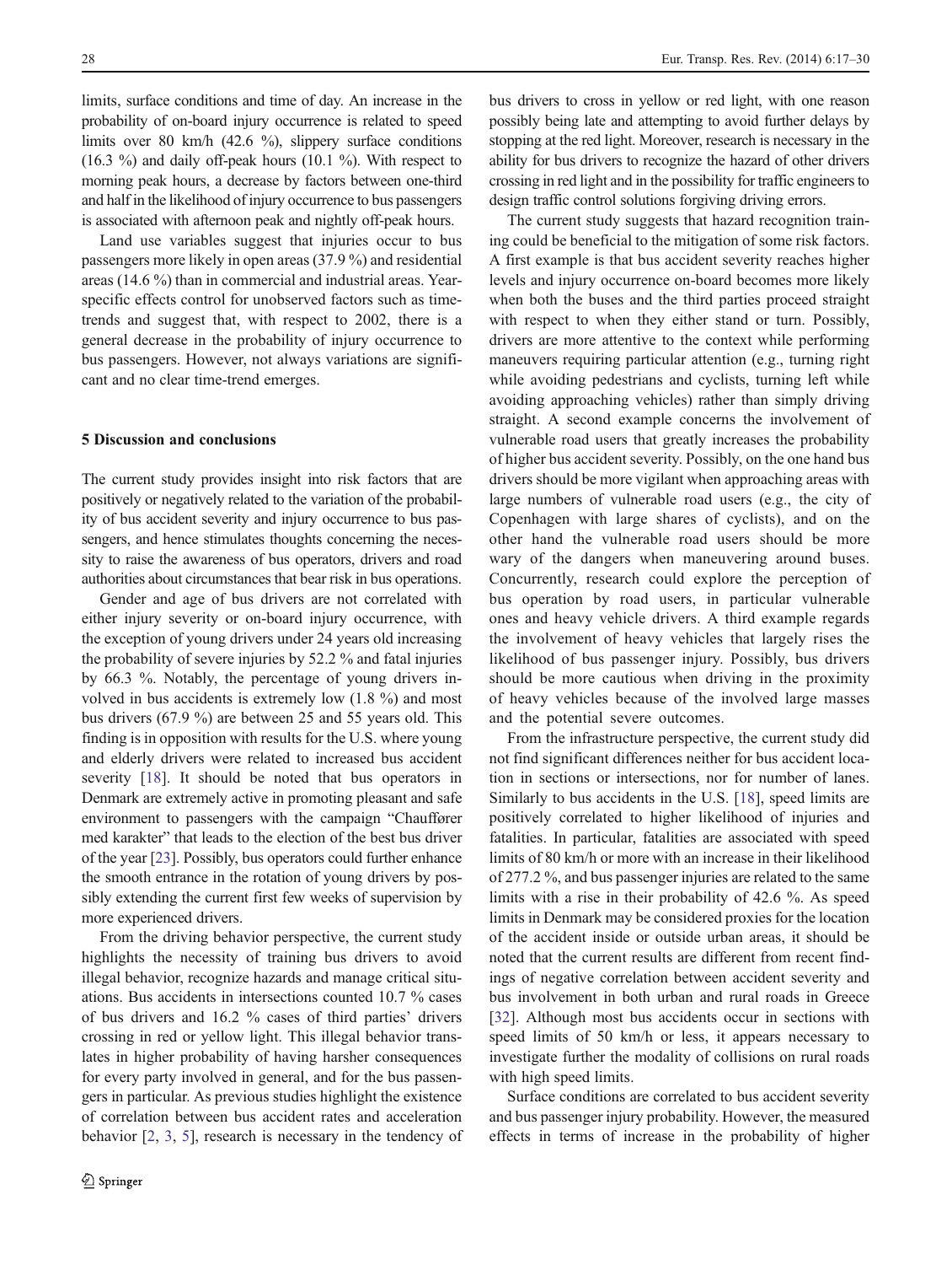limits, surface conditions and time of day. An increase in the probability of on-board injury occurrence is related to speed limits over 80 km/h (42.6 %), slippery surface conditions (16.3 %) and daily off-peak hours (10.1 %). With respect to morning peak hours, a decrease by factors between one-third and half in the likelihood of injury occurrence to bus passengers is associated with afternoon peak and nightly off-peak hours.

Land use variables suggest that injuries occur to bus passengers more likely in open areas (37.9 %) and residential areas (14.6 %) than in commercial and industrial areas. Year-specific effects control for unobserved factors such as time-trends and suggest that, with respect to 2002, there is a general decrease in the probability of injury occurrence to bus passengers. However, not always variations are significant and no clear time-trend emerges.

## 5 Discussion and conclusions

The current study provides insight into risk factors that are positively or negatively related to the variation of the probability of bus accident severity and injury occurrence to bus passengers, and hence stimulates thoughts concerning the necessity to raise the awareness of bus operators, drivers and road authorities about circumstances that bear risk in bus operations.

Gender and age of bus drivers are not correlated with either injury severity or on-board injury occurrence, with the exception of young drivers under 24 years old increasing the probability of severe injuries by 52.2 % and fatal injuries by 66.3 %. Notably, the percentage of young drivers involved in bus accidents is extremely low (1.8 %) and most bus drivers (67.9 %) are between 25 and 55 years old. This finding is in opposition with results for the U.S. where young and elderly drivers were related to increased bus accident severity [18]. It should be noted that bus operators in Denmark are extremely active in promoting pleasant and safe environment to passengers with the campaign "Chauffører med karakter" that leads to the election of the best bus driver of the year [23]. Possibly, bus operators could further enhance the smooth entrance in the rotation of young drivers by possibly extending the current first few weeks of supervision by more experienced drivers.

From the driving behavior perspective, the current study highlights the necessity of training bus drivers to avoid illegal behavior, recognize hazards and manage critical situations. Bus accidents in intersections counted 10.7 % cases of bus drivers and 16.2 % cases of third parties' drivers crossing in red or yellow light. This illegal behavior translates in higher probability of having harsher consequences for every party involved in general, and for the bus passengers in particular. As previous studies highlight the existence of correlation between bus accident rates and acceleration behavior [2, 3, 5], research is necessary in the tendency of bus drivers to cross in yellow or red light, with one reason possibly being late and attempting to avoid further delays by stopping at the red light. Moreover, research is necessary in the ability for bus drivers to recognize the hazard of other drivers crossing in red light and in the possibility for traffic engineers to design traffic control solutions forgiving driving errors.

The current study suggests that hazard recognition training could be beneficial to the mitigation of some risk factors. A first example is that bus accident severity reaches higher levels and injury occurrence on-board becomes more likely when both the buses and the third parties proceed straight with respect to when they either stand or turn. Possibly, drivers are more attentive to the context while performing maneuvers requiring particular attention (e.g., turning right while avoiding pedestrians and cyclists, turning left while avoiding approaching vehicles) rather than simply driving straight. A second example concerns the involvement of vulnerable road users that greatly increases the probability of higher bus accident severity. Possibly, on the one hand bus drivers should be more vigilant when approaching areas with large numbers of vulnerable road users (e.g., the city of Copenhagen with large shares of cyclists), and on the other hand the vulnerable road users should be more wary of the dangers when maneuvering around buses. Concurrently, research could explore the perception of bus operation by road users, in particular vulnerable ones and heavy vehicle drivers. A third example regards the involvement of heavy vehicles that largely rises the likelihood of bus passenger injury. Possibly, bus drivers should be more cautious when driving in the proximity of heavy vehicles because of the involved large masses and the potential severe outcomes.

From the infrastructure perspective, the current study did not find significant differences neither for bus accident location in sections or intersections, nor for number of lanes. Similarly to bus accidents in the U.S. [18], speed limits are positively correlated to higher likelihood of injuries and fatalities. In particular, fatalities are associated with speed limits of 80 km/h or more with an increase in their likelihood of 277.2 %, and bus passenger injuries are related to the same limits with a rise in their probability of 42.6 %. As speed limits in Denmark may be considered proxies for the location of the accident inside or outside urban areas, it should be noted that the current results are different from recent findings of negative correlation between accident severity and bus involvement in both urban and rural roads in Greece [32]. Although most bus accidents occur in sections with speed limits of 50 km/h or less, it appears necessary to investigate further the modality of collisions on rural roads with high speed limits.

Surface conditions are correlated to bus accident severity and bus passenger injury probability. However, the measured effects in terms of increase in the probability of higher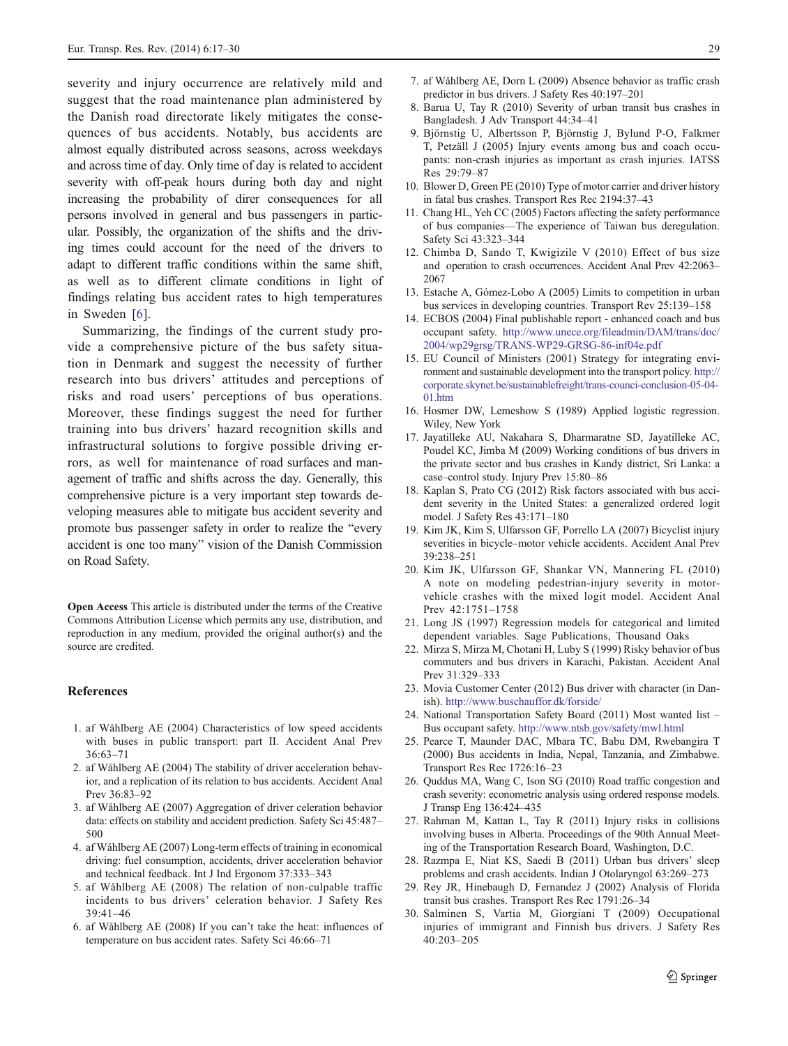severity and injury occurrence are relatively mild and suggest that the road maintenance plan administered by the Danish road directorate likely mitigates the consequences of bus accidents. Notably, bus accidents are almost equally distributed across seasons, across weekdays and across time of day. Only time of day is related to accident severity with off-peak hours during both day and night increasing the probability of direr consequences for all persons involved in general and bus passengers in particular. Possibly, the organization of the shifts and the driving times could account for the need of the drivers to adapt to different traffic conditions within the same shift, as well as to different climate conditions in light of findings relating bus accident rates to high temperatures in Sweden [6].

Summarizing, the findings of the current study provide a comprehensive picture of the bus safety situation in Denmark and suggest the necessity of further research into bus drivers' attitudes and perceptions of risks and road users' perceptions of bus operations. Moreover, these findings suggest the need for further training into bus drivers' hazard recognition skills and infrastructural solutions to forgive possible driving errors, as well for maintenance of road surfaces and management of traffic and shifts across the day. Generally, this comprehensive picture is a very important step towards developing measures able to mitigate bus accident severity and promote bus passenger safety in order to realize the "every accident is one too many" vision of the Danish Commission on Road Safety.

**Open Access** This article is distributed under the terms of the Creative Commons Attribution License which permits any use, distribution, and reproduction in any medium, provided the original author(s) and the source are credited.

## References

1. af Wåhlberg AE (2004) Characteristics of low speed accidents with buses in public transport: part II. Accident Anal Prev 36:63–71
2. af Wåhlberg AE (2004) The stability of driver acceleration behavior, and a replication of its relation to bus accidents. Accident Anal Prev 36:83–92
3. af Wåhlberg AE (2007) Aggregation of driver celeration behavior data: effects on stability and accident prediction. Safety Sci 45:487–500
4. af Wåhlberg AE (2007) Long-term effects of training in economical driving: fuel consumption, accidents, driver acceleration behavior and technical feedback. Int J Ind Ergonom 37:333–343
5. af Wåhlberg AE (2008) The relation of non-culpable traffic incidents to bus drivers' celeration behavior. J Safety Res 39:41–46
6. af Wåhlberg AE (2008) If you can't take the heat: influences of temperature on bus accident rates. Safety Sci 46:66–71
7. af Wåhlberg AE, Dorn L (2009) Absence behavior as traffic crash predictor in bus drivers. J Safety Res 40:197–201
8. Barua U, Tay R (2010) Severity of urban transit bus crashes in Bangladesh. J Adv Transport 44:34–41
9. Björnstig U, Albertsson P, Björnstig J, Bylund P-O, Falkmer T, Petzäll J (2005) Injury events among bus and coach occupants: non-crash injuries as important as crash injuries. IATSS Res 29:79–87
10. Blower D, Green PE (2010) Type of motor carrier and driver history in fatal bus crashes. Transport Res Rec 2194:37–43
11. Chang HL, Yeh CC (2005) Factors affecting the safety performance of bus companies—The experience of Taiwan bus deregulation. Safety Sci 43:323–344
12. Chimba D, Sando T, Kwigizile V (2010) Effect of bus size and operation to crash occurrences. Accident Anal Prev 42:2063–2067
13. Estache A, Gómez-Lobo A (2005) Limits to competition in urban bus services in developing countries. Transport Rev 25:139–158
14. ECBOS (2004) Final publishable report - enhanced coach and bus occupant safety. http://www.unece.org/fileadmin/DAM/trans/doc/2004/wp29grsg/TRANS-WP29-GRSG-86-inf04e.pdf
15. EU Council of Ministers (2001) Strategy for integrating environment and sustainable development into the transport policy. http://corporate.skynet.be/sustainablefreight/trans-counci-conclusion-05-04-01.htm
16. Hosmer DW, Lemeshow S (1989) Applied logistic regression. Wiley, New York
17. Jayatilleke AU, Nakahara S, Dharmaratne SD, Jayatilleke AC, Poudel KC, Jimba M (2009) Working conditions of bus drivers in the private sector and bus crashes in Kandy district, Sri Lanka: a case–control study. Injury Prev 15:80–86
18. Kaplan S, Prato CG (2012) Risk factors associated with bus accident severity in the United States: a generalized ordered logit model. J Safety Res 43:171–180
19. Kim JK, Kim S, Ulfarsson GF, Porrello LA (2007) Bicyclist injury severities in bicycle–motor vehicle accidents. Accident Anal Prev 39:238–251
20. Kim JK, Ulfarsson GF, Shankar VN, Mannering FL (2010) A note on modeling pedestrian-injury severity in motor-vehicle crashes with the mixed logit model. Accident Anal Prev 42:1751–1758
21. Long JS (1997) Regression models for categorical and limited dependent variables. Sage Publications, Thousand Oaks
22. Mirza S, Mirza M, Chotani H, Luby S (1999) Risky behavior of bus commuters and bus drivers in Karachi, Pakistan. Accident Anal Prev 31:329–333
23. Movia Customer Center (2012) Bus driver with character (in Danish). http://www.buschauffor.dk/forside/
24. National Transportation Safety Board (2011) Most wanted list – Bus occupant safety. http://www.ntsb.gov/safety/mwl.html
25. Pearce T, Maunder DAC, Mbara TC, Babu DM, Rwebangira T (2000) Bus accidents in India, Nepal, Tanzania, and Zimbabwe. Transport Res Rec 1726:16–23
26. Quddus MA, Wang C, Ison SG (2010) Road traffic congestion and crash severity: econometric analysis using ordered response models. J Transp Eng 136:424–435
27. Rahman M, Kattan L, Tay R (2011) Injury risks in collisions involving buses in Alberta. Proceedings of the 90th Annual Meeting of the Transportation Research Board, Washington, D.C.
28. Razmpa E, Niat KS, Saedi B (2011) Urban bus drivers' sleep problems and crash accidents. Indian J Otolaryngol 63:269–273
29. Rey JR, Hinebaugh D, Fernandez J (2002) Analysis of Florida transit bus crashes. Transport Res Rec 1791:26–34
30. Salminen S, Vartia M, Giorgiani T (2009) Occupational injuries of immigrant and Finnish bus drivers. J Safety Res 40:203–205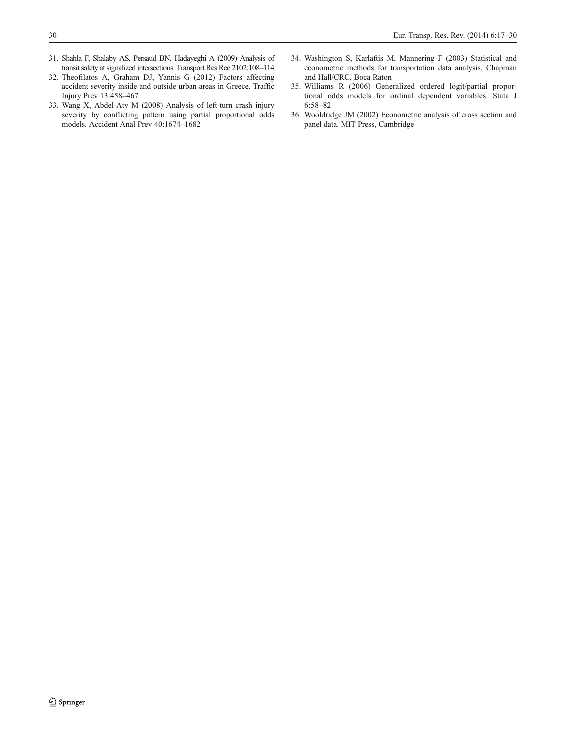31. Shahla F, Shalaby AS, Persaud BN, Hadayeghi A (2009) Analysis of transit safety at signalized intersections. Transport Res Rec 2102:108–114
32. Theofilatos A, Graham DJ, Yannis G (2012) Factors affecting accident severity inside and outside urban areas in Greece. Traffic Injury Prev 13:458–467
33. Wang X, Abdel-Aty M (2008) Analysis of left-turn crash injury severity by conflicting pattern using partial proportional odds models. Accident Anal Prev 40:1674–1682
34. Washington S, Karlaftis M, Mannering F (2003) Statistical and econometric methods for transportation data analysis. Chapman and Hall/CRC, Boca Raton
35. Williams R (2006) Generalized ordered logit/partial proportional odds models for ordinal dependent variables. Stata J 6:58–82
36. Wooldridge JM (2002) Econometric analysis of cross section and panel data. MIT Press, Cambridge